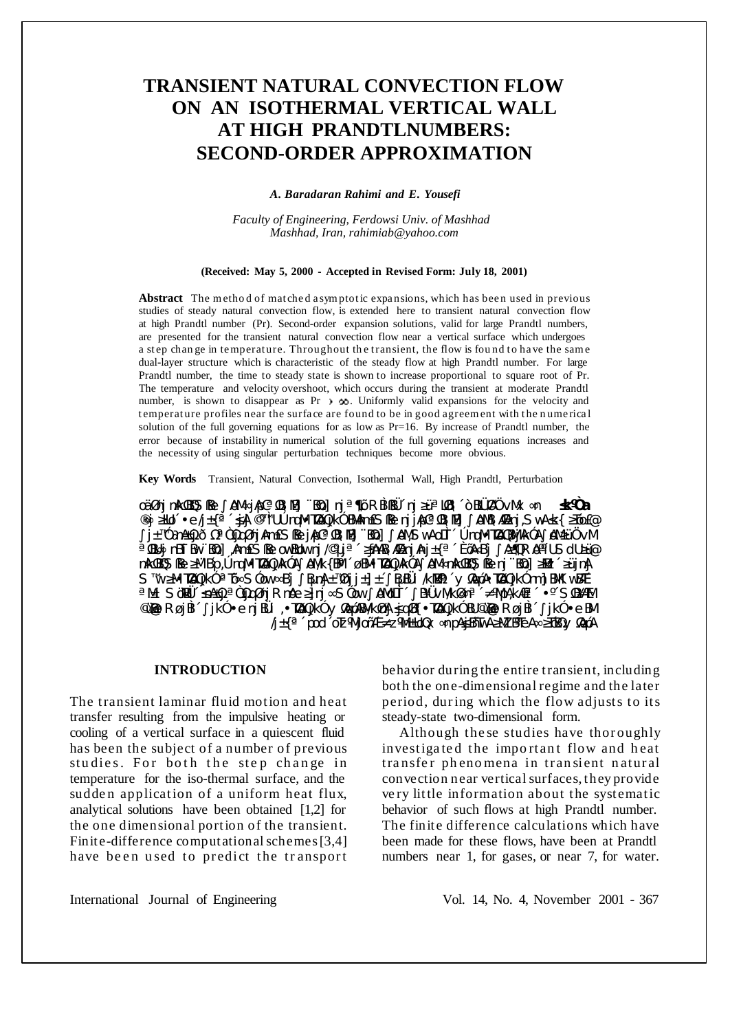# TRANSIENT NATURAL CONVECTION FLOW ON AN ISOTHERMAL VERTICAL WALL AT HIGH PRANDTLNUMBERS: SECOND-ORDER APPROXIMATION

***A. Baradaran Rahimi and E. Yousefi***

*Faculty of Engineering, Ferdowsi Univ. of Mashhad*
*Mashhad, Iran, rahimiab@yahoo.com*

**(Received: May 5, 2000 - Accepted in Revised Form: July 18, 2001)**

**Abstract** The method of matched asymptotic expansions, which has been used in previous studies of steady natural convection flow, is extended here to transient natural convection flow at high Prandtl number (Pr). Second-order expansion solutions, valid for large Prandtl numbers, are presented for the transient natural convection flow near a vertical surface which undergoes a step change in temperature. Throughout the transient, the flow is found to have the same dual-layer structure which is characteristic of the steady flow at high Prandtl number. For large Prandtl number, the time to steady state is shown to increase proportional to square root of Pr. The temperature and velocity overshoot, which occurs during the transient at moderate Prandtl number, is shown to disappear as $Pr \rightarrow \infty$. Uniformly valid expansions for the velocity and temperature profiles near the surface are found to be in good agreement with the numerical solution of the full governing equations for as low as Pr=16. By increase of Prandtl number, the error because of instability in numerical solution of the full governing equations increases and the necessity of using singular perturbation techniques become more obvious.

**Key Words** Transient, Natural Convection, Isothermal Wall, High Prandtl, Perturbation

## INTRODUCTION

The transient laminar fluid motion and heat transfer resulting from the impulsive heating or cooling of a vertical surface in a quiescent fluid has been the subject of a number of previous studies. For both the step change in temperature for the iso-thermal surface, and the sudden application of a uniform heat flux, analytical solutions have been obtained [1,2] for the one dimensional portion of the transient. Finite-difference computational schemes [3,4] have been used to predict the transport behavior during the entire transient, including both the one-dimensional regime and the later period, during which the flow adjusts to its steady-state two-dimensional form.

Although these studies have thoroughly investigated the important flow and heat transfer phenomena in transient natural convection near vertical surfaces, they provide very little information about the systematic behavior of such flows at high Prandtl number. The finite difference calculations which have been made for these flows, have been at Prandtl numbers near 1, for gases, or near 7, for water.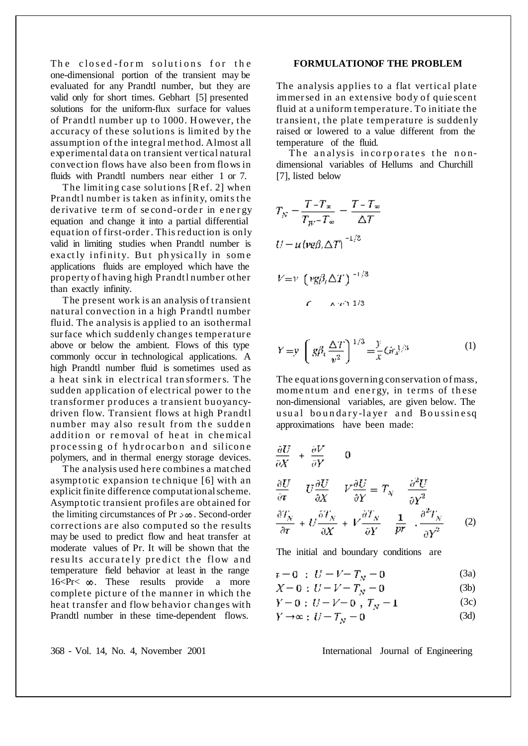The closed-form solutions for the one-dimensional portion of the transient may be evaluated for any Prandtl number, but they are valid only for short times. Gebhart [5] presented solutions for the uniform-flux surface for values of Prandtl number up to 1000. However, the accuracy of these solutions is limited by the assumption of the integral method. Almost all experimental data on transient vertical natural convection flows have also been from flows in fluids with Prandtl numbers near either 1 or 7.

The limiting case solutions [Ref. 2] when Prandtl number is taken as infinity, omits the derivative term of second-order in energy equation and change it into a partial differential equation of first-order. This reduction is only valid in limiting studies when Prandtl number is exactly infinity. But physically in some applications fluids are employed which have the property of having high Prandtl number other than exactly infinity.

The present work is an analysis of transient natural convection in a high Prandtl number fluid. The analysis is applied to an isothermal surface which suddenly changes temperature above or below the ambient. Flows of this type commonly occur in technological applications. A high Prandtl number fluid is sometimes used as a heat sink in electrical transformers. The sudden application of electrical power to the transformer produces a transient buoyancy-driven flow. Transient flows at high Prandtl number may also result from the sudden addition or removal of heat in chemical processing of hydrocarbon and silicone polymers, and in thermal energy storage devices.

The analysis used here combines a matched asymptotic expansion technique [6] with an explicit finite difference computational scheme. Asymptotic transient profiles are obtained for the limiting circumstances of $Pr \to \infty$. Second-order corrections are also computed so the results may be used to predict flow and heat transfer at moderate values of Pr. It will be shown that the results accurately predict the flow and temperature field behavior at least in the range $16 < Pr < \infty$. These results provide a more complete picture of the manner in which the heat transfer and flow behavior changes with Prandtl number in these time-dependent flows.

## FORMULATION OF THE PROBLEM

The analysis applies to a flat vertical plate immersed in an extensive body of quiescent fluid at a uniform temperature. To initiate the transient, the plate temperature is suddenly raised or lowered to a value different from the temperature of the fluid.

The analysis incorporates the non-dimensional variables of Hellums and Churchill [7], listed below

$$T_N = \frac{T - T_\infty}{T_W - T_\infty} = \frac{T - T_\infty}{\Delta T}$$

$$U = u\,(\nu g \beta_t \Delta T)^{-1/3}$$

$$V = v\,(\nu g \beta_t \Delta T)^{-1/3}$$

$$Y = y\left(g\beta_t \frac{\Delta T}{\nu^2}\right)^{1/3} = \frac{y}{x}\,Gr_x^{1/3} \tag{1}$$

The equations governing conservation of mass, momentum and energy, in terms of these non-dimensional variables, are given below. The usual boundary-layer and Boussinesq approximations have been made:

$$\frac{\partial U}{\partial X} + \frac{\partial V}{\partial Y} = 0$$

$$\frac{\partial U}{\partial \tau} + U\frac{\partial U}{\partial X} + V\frac{\partial U}{\partial Y} = T_N + \frac{\partial^2 U}{\partial Y^2}$$

$$\frac{\partial T_N}{\partial \tau} + U\frac{\partial T_N}{\partial X} + V\frac{\partial T_N}{\partial Y} = \frac{1}{Pr}\cdot\frac{\partial^2 T_N}{\partial Y^2} \tag{2}$$

The initial and boundary conditions are

$$\tau = 0 \;:\; U = V = T_N = 0 \tag{3a}$$

$$X = 0 \;:\; U = V = T_N = 0 \tag{3b}$$

$$Y = 0 \;:\; U = V = 0\;,\; T_N = 1 \tag{3c}$$

$$Y \to \infty \;:\; U = T_N = 0 \tag{3d}$$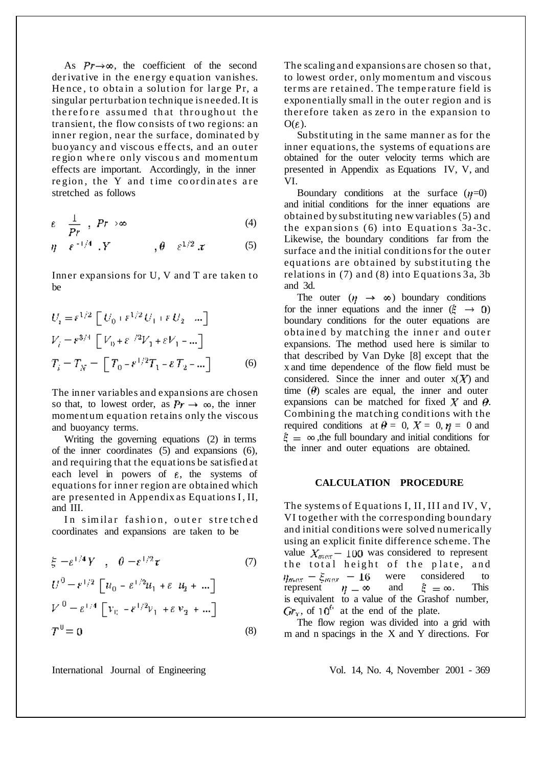As $Pr \rightarrow \infty$, the coefficient of the second derivative in the energy equation vanishes. Hence, to obtain a solution for large Pr, a singular perturbation technique is needed. It is therefore assumed that throughout the transient, the flow consists of two regions: an inner region, near the surface, dominated by buoyancy and viscous effects, and an outer region where only viscous and momentum effects are important. Accordingly, in the inner region, the Y and time coordinates are stretched as follows

$$\varepsilon = \frac{1}{Pr} \ , \ Pr \rightarrow \infty \tag{4}$$

$$\eta = \varepsilon^{-1/4} . Y \qquad , \theta = \varepsilon^{1/2} . \tau \tag{5}$$

Inner expansions for U, V and T are taken to be

$$U_i = \varepsilon^{1/2} \left[ U_0 + \varepsilon^{1/2} U_1 + \varepsilon U_2 + ... \right]$$

$$V_i = \varepsilon^{3/4} \left[ V_0 + \varepsilon^{1/2} V_1 + \varepsilon V_1 + ... \right]$$

$$T_i - T_N = \left[ T_0 + \varepsilon^{1/2} T_1 + \varepsilon T_2 + ... \right] \tag{6}$$

The inner variables and expansions are chosen so that, to lowest order, as $Pr \rightarrow \infty$, the inner momentum equation retains only the viscous and buoyancy terms.

Writing the governing equations (2) in terms of the inner coordinates (5) and expansions (6), and requiring that the equations be satisfied at each level in powers of $\varepsilon$, the systems of equations for inner region are obtained which are presented in Appendix as Equations I, II, and III.

In similar fashion, outer stretched coordinates and expansions are taken to be

$$\xi = \varepsilon^{1/4} Y \quad , \quad \theta = \varepsilon^{1/2} \tau \tag{7}$$

$$U^0 = \varepsilon^{1/2} \left[ u_0 + \varepsilon^{1/2} u_1 + \varepsilon \ u_2 + ... \right]$$

$$V^0 = \varepsilon^{1/4} \left[ v_0 + \varepsilon^{1/2} v_1 + \varepsilon \ v_2 + ... \right]$$

$$T^0 = 0 \tag{8}$$

The scaling and expansions are chosen so that, to lowest order, only momentum and viscous terms are retained. The temperature field is exponentially small in the outer region and is therefore taken as zero in the expansion to $O(\varepsilon)$.

Substituting in the same manner as for the inner equations, the systems of equations are obtained for the outer velocity terms which are presented in Appendix as Equations IV, V, and VI.

Boundary conditions at the surface ($\eta$=0) and initial conditions for the inner equations are obtained by substituting new variables (5) and the expansions (6) into Equations 3a-3c. Likewise, the boundary conditions far from the surface and the initial conditions for the outer equations are obtained by substituting the relations in (7) and (8) into Equations 3a, 3b and 3d.

The outer ($\eta \rightarrow \infty$) boundary conditions for the inner equations and the inner ($\xi \rightarrow 0$) boundary conditions for the outer equations are obtained by matching the inner and outer expansions. The method used here is similar to that described by Van Dyke [8] except that the x and time dependence of the flow field must be considered. Since the inner and outer x($X$) and time ($\theta$) scales are equal, the inner and outer expansions can be matched for fixed $X$ and $\theta$. Combining the matching conditions with the required conditions at $\theta = 0$, $X = 0$, $\eta = 0$ and $\xi = \infty$, the full boundary and initial conditions for the inner and outer equations are obtained.

## CALCULATION PROCEDURE

The systems of Equations I, II, III and IV, V, VI together with the corresponding boundary and initial conditions were solved numerically using an explicit finite difference scheme. The value $X_{max} = 100$ was considered to represent the total height of the plate, and $\eta_{max} = \xi_{max} = 16$ were considered to represent $\eta = \infty$ and $\xi = \infty$. This is equivalent to a value of the Grashof number, $Gr_x$, of $10^6$ at the end of the plate.

The flow region was divided into a grid with m and n spacings in the X and Y directions. For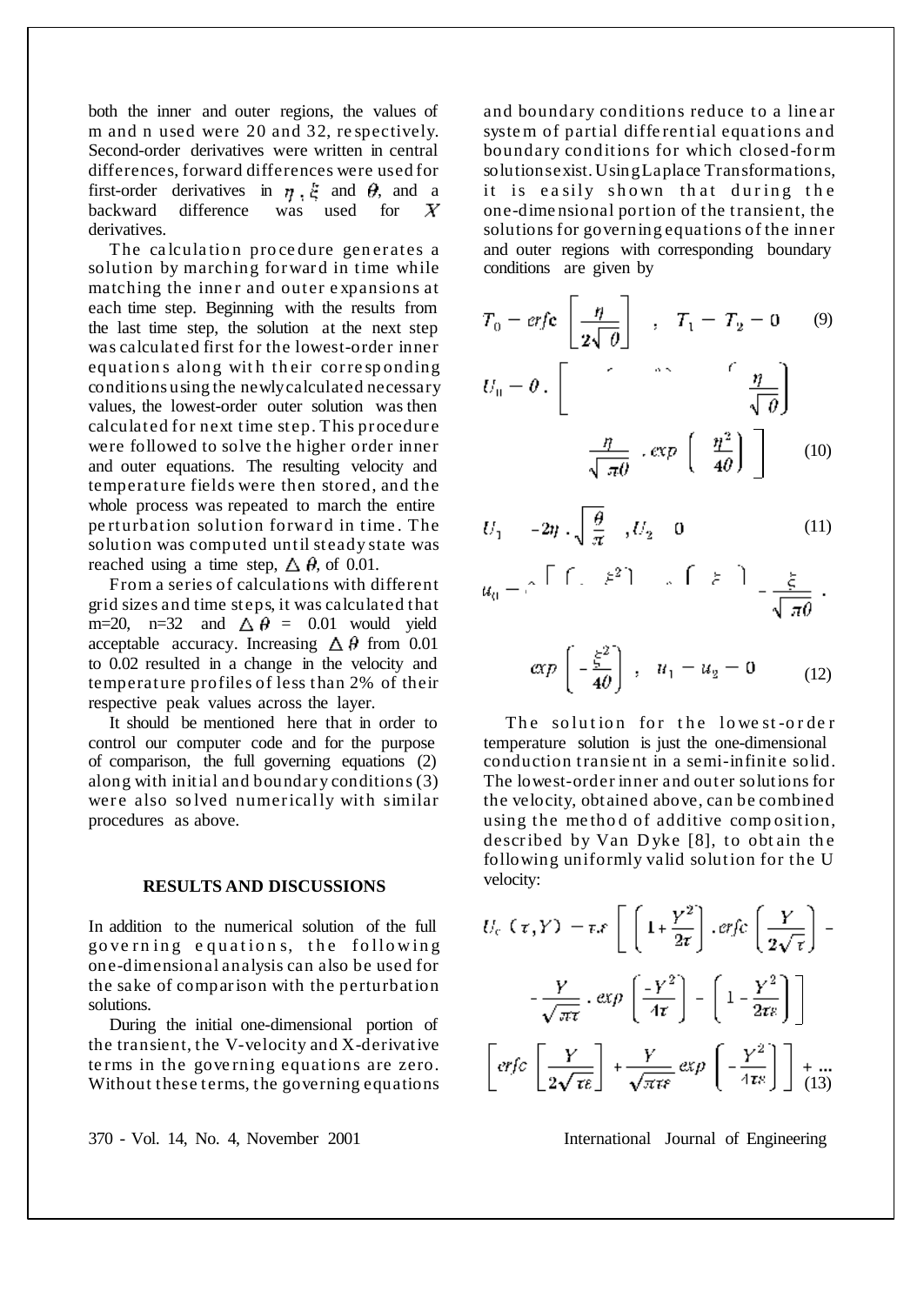both the inner and outer regions, the values of m and n used were 20 and 32, respectively. Second-order derivatives were written in central differences, forward differences were used for first-order derivatives in $\eta$, $\xi$ and $\theta$, and a backward difference was used for $X$ derivatives.

The calculation procedure generates a solution by marching forward in time while matching the inner and outer expansions at each time step. Beginning with the results from the last time step, the solution at the next step was calculated first for the lowest-order inner equations along with their corresponding conditions using the newly calculated necessary values, the lowest-order outer solution was then calculated for next time step. This procedure were followed to solve the higher order inner and outer equations. The resulting velocity and temperature fields were then stored, and the whole process was repeated to march the entire perturbation solution forward in time. The solution was computed until steady state was reached using a time step, $\Delta\theta$, of 0.01.

From a series of calculations with different grid sizes and time steps, it was calculated that m=20, n=32 and $\Delta\theta$ = 0.01 would yield acceptable accuracy. Increasing $\Delta\theta$ from 0.01 to 0.02 resulted in a change in the velocity and temperature profiles of less than 2% of their respective peak values across the layer.

It should be mentioned here that in order to control our computer code and for the purpose of comparison, the full governing equations (2) along with initial and boundary conditions (3) were also solved numerically with similar procedures as above.

## RESULTS AND DISCUSSIONS

In addition to the numerical solution of the full governing equations, the following one-dimensional analysis can also be used for the sake of comparison with the perturbation solutions.

During the initial one-dimensional portion of the transient, the V-velocity and X-derivative terms in the governing equations are zero. Without these terms, the governing equations and boundary conditions reduce to a linear system of partial differential equations and boundary conditions for which closed-form solutions exist. Using Laplace Transformations, it is easily shown that during the one-dimensional portion of the transient, the solutions for governing equations of the inner and outer regions with corresponding boundary conditions are given by

$$T_0 = erfc\left[\frac{\eta}{2\sqrt{\theta}}\right] \quad , \quad T_1 = T_2 = 0 \tag{9}$$

$$U_0 = \theta \cdot \left[ \qquad \qquad \frac{\eta}{\sqrt{\theta}} \right) \qquad \frac{\eta}{\sqrt{\pi\theta}} \cdot exp\left(\frac{\eta^2}{4\theta}\right) \Bigg] \tag{10}$$

$$U_1 \quad -2\eta \cdot \sqrt{\frac{\theta}{\pi}} \quad , U_2 \quad 0 \tag{11}$$

$$u_0 = \qquad \left[ \left[ \quad \xi^2 \right] \quad \left[ \quad \xi \quad \right] - \frac{\xi}{\sqrt{\pi\theta}} \cdot exp\left(-\frac{\xi^2}{4\theta}\right) \quad , \quad u_1 = u_2 = 0 \tag{12}$$

The solution for the lowest-order temperature solution is just the one-dimensional conduction transient in a semi-infinite solid. The lowest-order inner and outer solutions for the velocity, obtained above, can be combined using the method of additive composition, described by Van Dyke [8], to obtain the following uniformly valid solution for the U velocity:

$$U_c(\tau, Y) = \tau.\varepsilon \left[ \left(1 + \frac{Y^2}{2\tau}\right).erfc\left(\frac{Y}{2\sqrt{\tau}}\right) - \frac{Y}{\sqrt{\pi\tau}} \cdot exp\left[\frac{-Y^2}{4\tau}\right] - \left(1 - \frac{Y^2}{2\tau\varepsilon}\right) \right] \left[ erfc\left[\frac{Y}{2\sqrt{\tau\varepsilon}}\right] + \frac{Y}{\sqrt{\pi\tau\varepsilon}} exp\left(-\frac{Y^2}{4\tau\varepsilon}\right) \right] + \ldots \tag{13}$$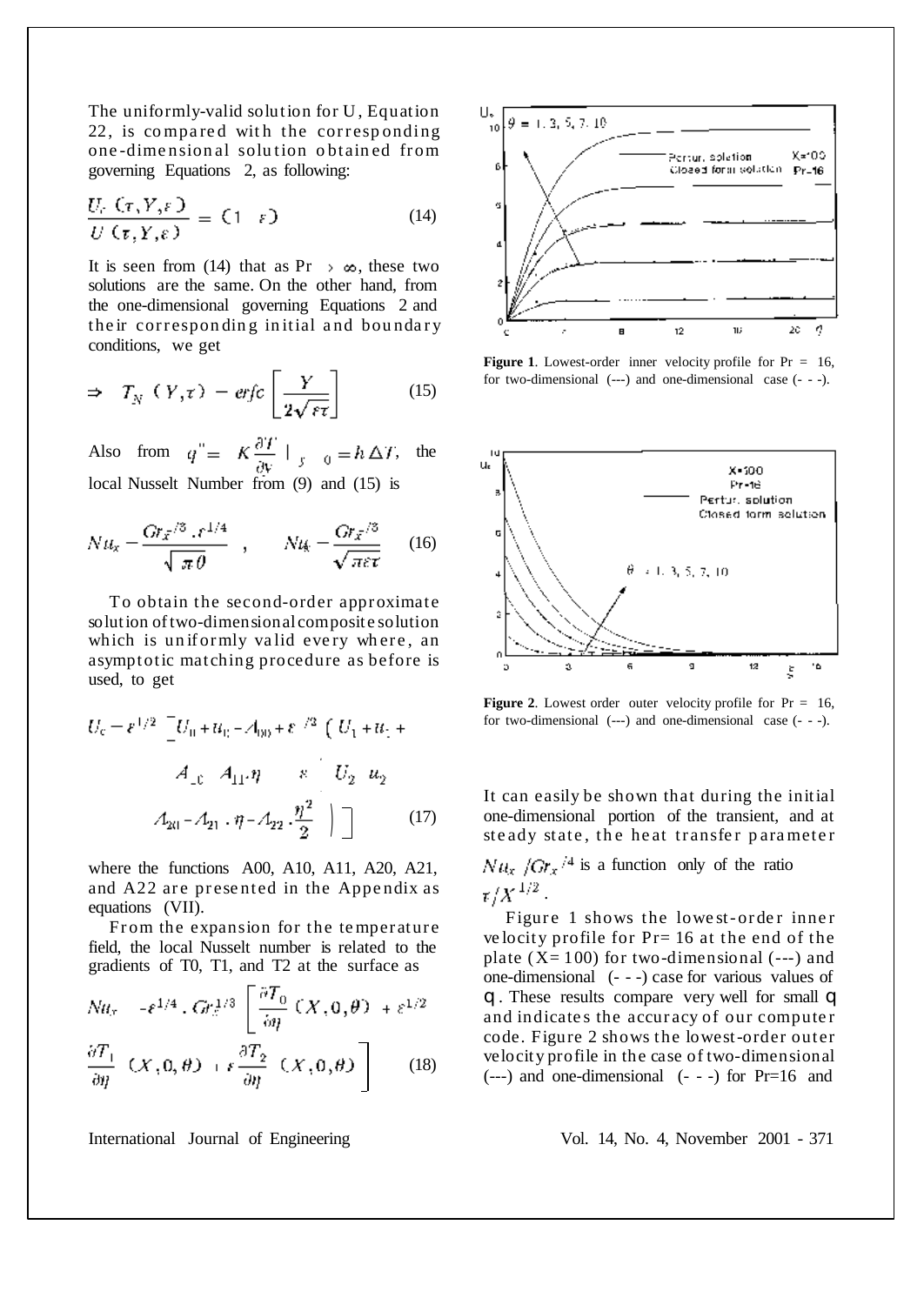The uniformly-valid solution for U, Equation 22, is compared with the corresponding one-dimensional solution obtained from governing Equations 2, as following:

$$\frac{U_c(\tau, Y, \varepsilon)}{U(\tau, Y, \varepsilon)} = (1 - \varepsilon) \tag{14}$$

It is seen from (14) that as Pr $\to \infty$, these two solutions are the same. On the other hand, from the one-dimensional governing Equations 2 and their corresponding initial and boundary conditions, we get

$$\Rightarrow \quad T_N(Y, \tau) = erfc\left[\frac{Y}{2\sqrt{\varepsilon\tau}}\right] \tag{15}$$

Also from $q'' = -K\frac{\partial T}{\partial y}\Big|_{y=0} = h\,\Delta T$, the local Nusselt Number from (9) and (15) is

$$Nu_x = \frac{Gr_x^{1/3}\,.\,\varepsilon^{1/4}}{\sqrt{\pi\theta}} \quad , \qquad Nu_x = \frac{Gr_x^{1/3}}{\sqrt{\pi\varepsilon\tau}} \tag{16}$$

To obtain the second-order approximate solution of two-dimensional composite solution which is uniformly valid every where, an asymptotic matching procedure as before is used, to get

$$U_c = \varepsilon^{1/2}\Big[U_0 + u_0 - A_{00} + \varepsilon^{1/2}\big(U_1 + u_1 - A_{10} - A_{11}.\eta\big) + \varepsilon\big(U_2 + u_2 - A_{20} - A_{21}.\eta - A_{22}.\frac{\eta^2}{2}\big)\Big] \tag{17}$$

where the functions A00, A10, A11, A20, A21, and A22 are presented in the Appendix as equations (VII).

From the expansion for the temperature field, the local Nusselt number is related to the gradients of T0, T1, and T2 at the surface as

$$Nu_x = -\varepsilon^{1/4}\,.\,Gr_x^{1/3}\left[\frac{\partial T_0}{\partial \eta}(X,0,\theta) + \varepsilon^{1/2}\frac{\partial T_1}{\partial \eta}(X,0,\theta) + \varepsilon\frac{\partial T_2}{\partial \eta}(X,0,\theta)\right] \tag{18}$$

**Figure 1**. Lowest-order inner velocity profile for Pr = 16, for two-dimensional (---) and one-dimensional case (- - -).

**Figure 2**. Lowest order outer velocity profile for Pr = 16, for two-dimensional (---) and one-dimensional case (- - -).

It can easily be shown that during the initial one-dimensional portion of the transient, and at steady state, the heat transfer parameter $Nu_x / Gr_x^{1/4}$ is a function only of the ratio $\tau / X^{1/2}$.

Figure 1 shows the lowest-order inner velocity profile for Pr= 16 at the end of the plate (X= 100) for two-dimensional (---) and one-dimensional (- - -) case for various values of $\theta$. These results compare very well for small $\theta$ and indicates the accuracy of our computer code. Figure 2 shows the lowest-order outer velocity profile in the case of two-dimensional (---) and one-dimensional (- - -) for Pr=16 and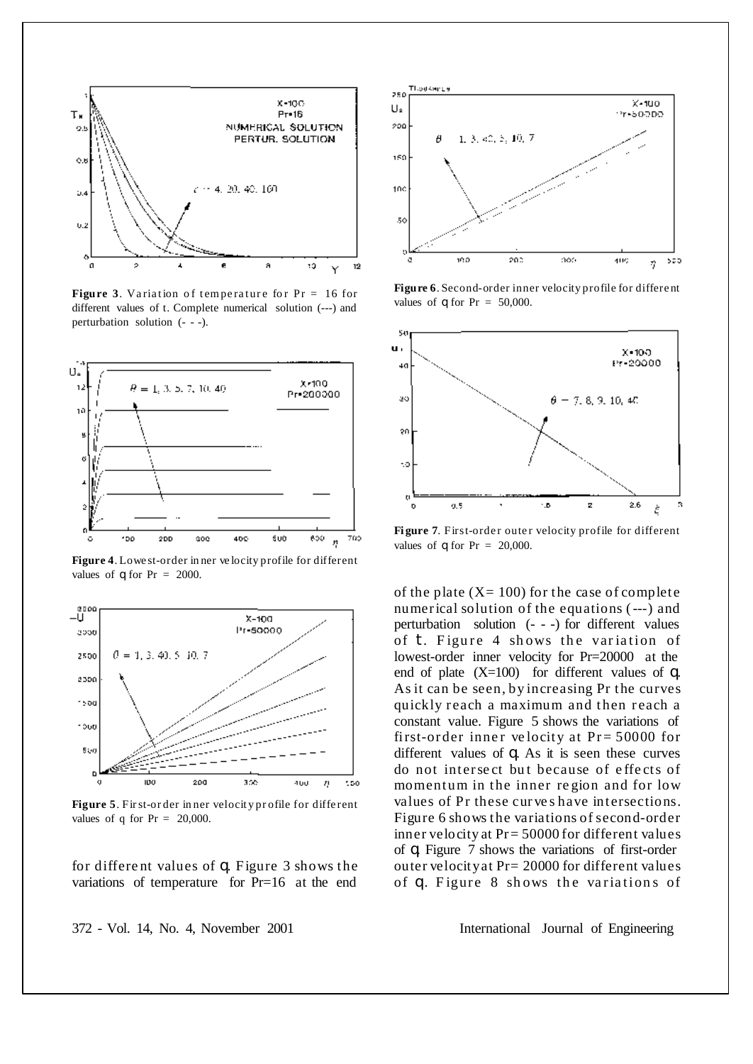**Figure 3**. Variation of temperature for Pr = 16 for different values of t. Complete numerical solution (---) and perturbation solution (- - -).

**Figure 4**. Lowest-order inner velocity profile for different values of $q$ for Pr = 2000.

**Figure 5**. First-order inner velocity profile for different values of q for Pr = 20,000.

**Figure 6**. Second-order inner velocity profile for different values of $q$ for Pr = 50,000.

**Figure 7**. First-order outer velocity profile for different values of $q$ for Pr = 20,000.

for different values of $q$. Figure 3 shows the variations of temperature for Pr=16 at the end of the plate (X= 100) for the case of complete numerical solution of the equations (---) and perturbation solution (- - -) for different values of $t$. Figure 4 shows the variation of lowest-order inner velocity for Pr=20000 at the end of plate (X=100) for different values of $q$. As it can be seen, by increasing Pr the curves quickly reach a maximum and then reach a constant value. Figure 5 shows the variations of first-order inner velocity at Pr= 50000 for different values of $q$. As it is seen these curves do not intersect but because of effects of momentum in the inner region and for low values of Pr these curves have intersections. Figure 6 shows the variations of second-order inner velocity at Pr= 50000 for different values of $q$. Figure 7 shows the variations of first-order outer velocity at Pr= 20000 for different values of $q$. Figure 8 shows the variations of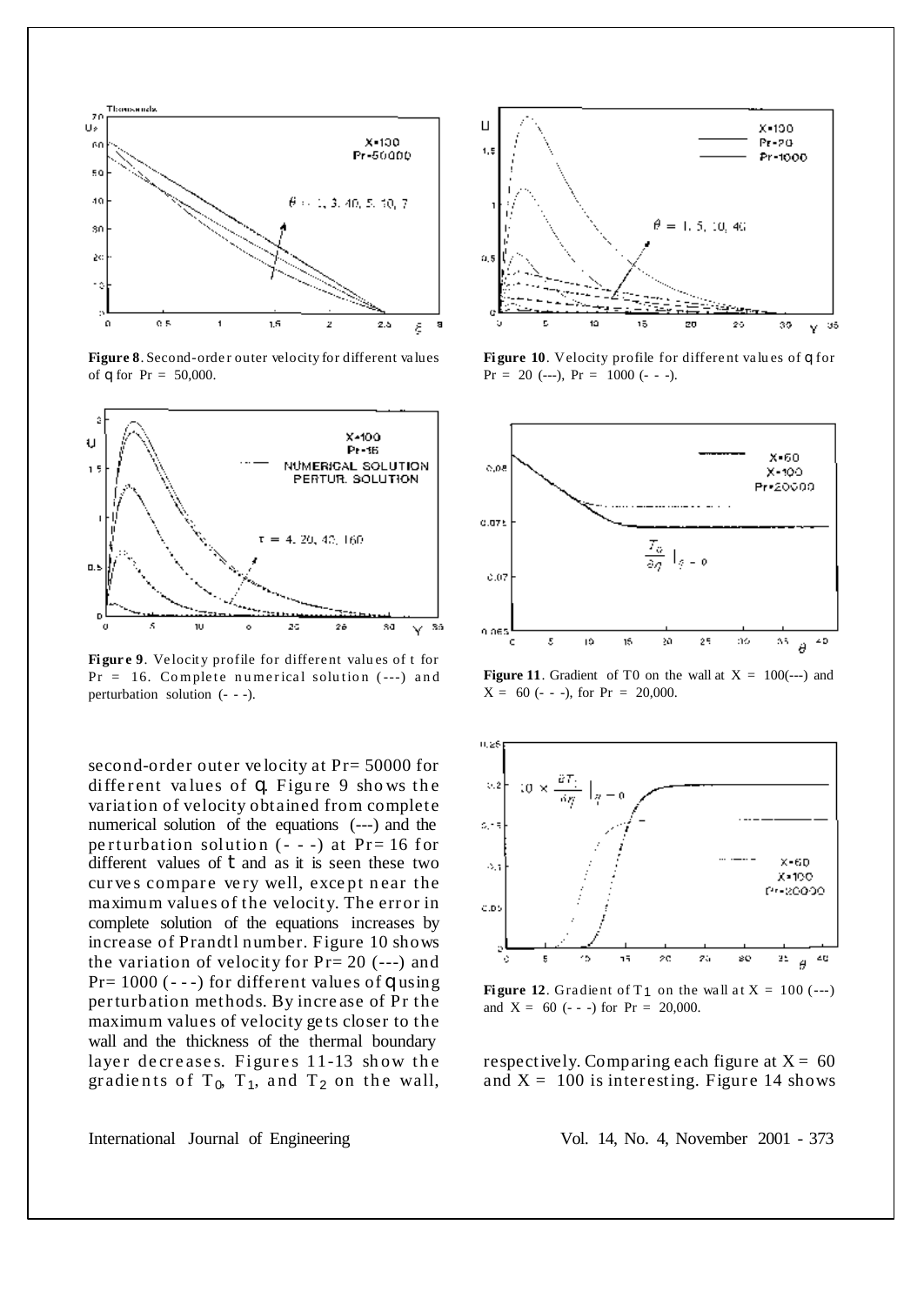**Figure 8**. Second-order outer velocity for different values of $\theta$ for Pr = 50,000.

**Figure 9**. Velocity profile for different values of $\tau$ for Pr = 16. Complete numerical solution (---) and perturbation solution (- - -).

**Figure 10**. Velocity profile for different values of $\theta$ for Pr = 20 (---), Pr = 1000 (- - -).

**Figure 11**. Gradient of T0 on the wall at X = 100(---) and X = 60 (- - -), for Pr = 20,000.

**Figure 12**. Gradient of $T_1$ on the wall at X = 100 (---) and X = 60 (- - -) for Pr = 20,000.

second-order outer velocity at Pr= 50000 for different values of $\theta$. Figure 9 shows the variation of velocity obtained from complete numerical solution of the equations (---) and the perturbation solution (- - -) at Pr= 16 for different values of $\tau$ and as it is seen these two curves compare very well, except near the maximum values of the velocity. The error in complete solution of the equations increases by increase of Prandtl number. Figure 10 shows the variation of velocity for Pr= 20 (---) and Pr= 1000 (- - -) for different values of $\theta$ using perturbation methods. By increase of Pr the maximum values of velocity gets closer to the wall and the thickness of the thermal boundary layer decreases. Figures 11-13 show the gradients of $T_0$, $T_1$, and $T_2$ on the wall, respectively. Comparing each figure at X = 60 and X = 100 is interesting. Figure 14 shows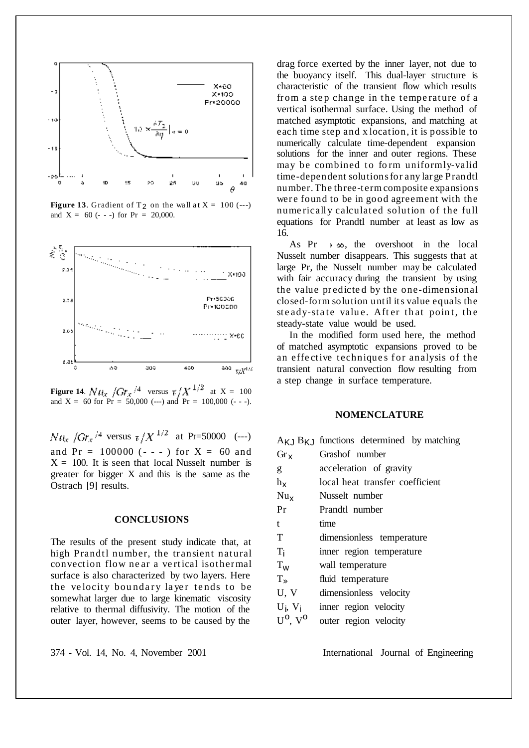**Figure 13**. Gradient of $T_2$ on the wall at $X = 100$ (---) and $X = 60$ (- - -) for $Pr = 20{,}000$.

**Figure 14**. $Nu_x / Gr_x^{1/4}$ versus $\tau / X^{1/2}$ at $X = 100$ and $X = 60$ for $Pr = 50{,}000$ (---) and $Pr = 100{,}000$ (- - -).

$Nu_x / Gr_x^{1/4}$ versus $\tau / X^{1/2}$ at Pr=50000 (---) and Pr = 100000 (- - -) for X = 60 and X = 100. It is seen that local Nusselt number is greater for bigger X and this is the same as the Ostrach [9] results.

## CONCLUSIONS

The results of the present study indicate that, at high Prandtl number, the transient natural convection flow near a vertical isothermal surface is also characterized by two layers. Here the velocity boundary layer tends to be somewhat larger due to large kinematic viscosity relative to thermal diffusivity. The motion of the outer layer, however, seems to be caused by the drag force exerted by the inner layer, not due to the buoyancy itself. This dual-layer structure is characteristic of the transient flow which results from a step change in the temperature of a vertical isothermal surface. Using the method of matched asymptotic expansions, and matching at each time step and x location, it is possible to numerically calculate time-dependent expansion solutions for the inner and outer regions. These may be combined to form uniformly-valid time-dependent solutions for any large Prandtl number. The three-term composite expansions were found to be in good agreement with the numerically calculated solution of the full equations for Prandtl number at least as low as 16.

As $Pr \to \infty$, the overshoot in the local Nusselt number disappears. This suggests that at large Pr, the Nusselt number may be calculated with fair accuracy during the transient by using the value predicted by the one-dimensional closed-form solution until its value equals the steady-state value. After that point, the steady-state value would be used.

In the modified form used here, the method of matched asymptotic expansions proved to be an effective techniques for analysis of the transient natural convection flow resulting from a step change in surface temperature.

## NOMENCLATURE

| | |
|---|---|
| $A_{KJ}$ $B_{KJ}$ | functions determined by matching |
| $Gr_x$ | Grashof number |
| g | acceleration of gravity |
| $h_x$ | local heat transfer coefficient |
| $Nu_x$ | Nusselt number |
| Pr | Prandtl number |
| t | time |
| T | dimensionless temperature |
| $T_i$ | inner region temperature |
| $T_w$ | wall temperature |
| $T_\infty$ | fluid temperature |
| U, V | dimensionless velocity |
| $U_i$, $V_i$ | inner region velocity |
| $U^o$, $V^o$ | outer region velocity |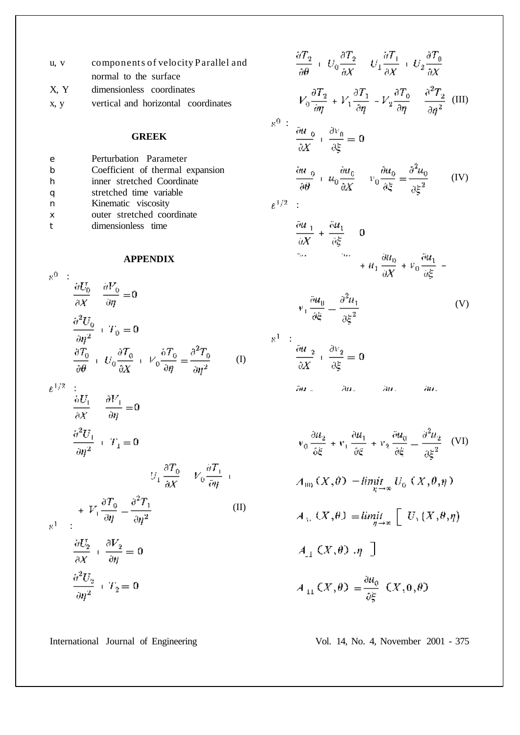| | |
|---|---|
| u, v | components of velocity Parallel and normal to the surface |
| X, Y | dimensionless coordinates |
| x, y | vertical and horizontal coordinates |

### GREEK

| | |
|---|---|
| e | Perturbation Parameter |
| b | Coefficient of thermal expansion |
| h | inner stretched Coordinate |
| q | stretched time variable |
| n | Kinematic viscosity |
| x | outer stretched coordinate |
| t | dimensionless time |

### APPENDIX

$\varepsilon^0$ :

$$\frac{\partial U_0}{\partial X} \quad \frac{\partial V_0}{\partial \eta} = 0$$

$$\frac{\partial^2 U_0}{\partial \eta^2} + T_0 = 0$$

$$\frac{\partial T_0}{\partial \theta} + U_0 \frac{\partial T_0}{\partial X} + V_0 \frac{\partial T_0}{\partial \eta} = \frac{\partial^2 T_0}{\partial \eta^2} \qquad \text{(I)}$$

$\varepsilon^{1/2}$ :

$$\frac{\partial U_1}{\partial X} \quad \frac{\partial V_1}{\partial \eta} = 0$$

$$\frac{\partial^2 U_1}{\partial \eta^2} + T_1 = 0$$

$$U_1 \frac{\partial T_0}{\partial X} \quad V_0 \frac{\partial T_1}{\partial \eta} +$$

$$+ V_1 \frac{\partial T_0}{\partial \eta} - \frac{\partial^2 T_1}{\partial \eta^2} \qquad \text{(II)}$$

$\varepsilon^1$ :

$$\frac{\partial U_2}{\partial X} + \frac{\partial V_2}{\partial \eta} = 0$$

$$\frac{\partial^2 U_2}{\partial \eta^2} + T_2 = 0$$

$$\frac{\partial T_2}{\partial \theta} + U_0 \frac{\partial T_2}{\partial X} \quad U_1 \frac{\partial T_1}{\partial X} + U_2 \frac{\partial T_0}{\partial X}$$

$$V_0 \frac{\partial T_2}{\partial \eta} + V_1 \frac{\partial T_1}{\partial \eta} - V_2 \frac{\partial T_0}{\partial \eta} \quad \frac{\partial^2 T_2}{\partial \eta^2} \qquad \text{(III)}$$

$\varepsilon^0$ :

$$\frac{\partial u_0}{\partial X} + \frac{\partial v_0}{\partial \xi} = 0$$

$$\frac{\partial u_0}{\partial \theta} + u_0 \frac{\partial u_0}{\partial X} \quad v_0 \frac{\partial u_0}{\partial \xi} = \frac{\partial^2 u_0}{\partial \xi^2} \qquad \text{(IV)}$$

$\varepsilon^{1/2}$ :

$$\frac{\partial u_1}{\partial X} + \frac{\partial u_1}{\partial \xi} \quad 0$$

$$+ u_1 \frac{\partial u_0}{\partial X} + v_0 \frac{\partial u_1}{\partial \xi} -$$

$$v_1 \frac{\partial u_0}{\partial \xi} - \frac{\partial^2 u_1}{\partial \xi^2} \qquad \text{(V)}$$

$\varepsilon^1$ :

$$\frac{\partial u_2}{\partial X} + \frac{\partial v_2}{\partial \xi} = 0$$

$$v_0 \frac{\partial u_2}{\partial \xi} + v_1 \frac{\partial u_1}{\partial \xi} + v_2 \frac{\partial u_0}{\partial \xi} - \frac{\partial^2 u_2}{\partial \xi^2} \qquad \text{(VI)}$$

$$A_{00}(X,\theta) - \underset{\eta \to \infty}{limit}\ U_0\ (X,\theta,\eta)$$

$$A_{10}(X,\theta) = \underset{\eta \to \infty}{limit} \Big[\ U_1(X,\theta,\eta)$$

$$A_{11}(X,\theta)\ .\eta\ \Big]$$

$$A_{11}(X,\theta) = \frac{\partial u_0}{\partial \xi}\ (X,0,\theta)$$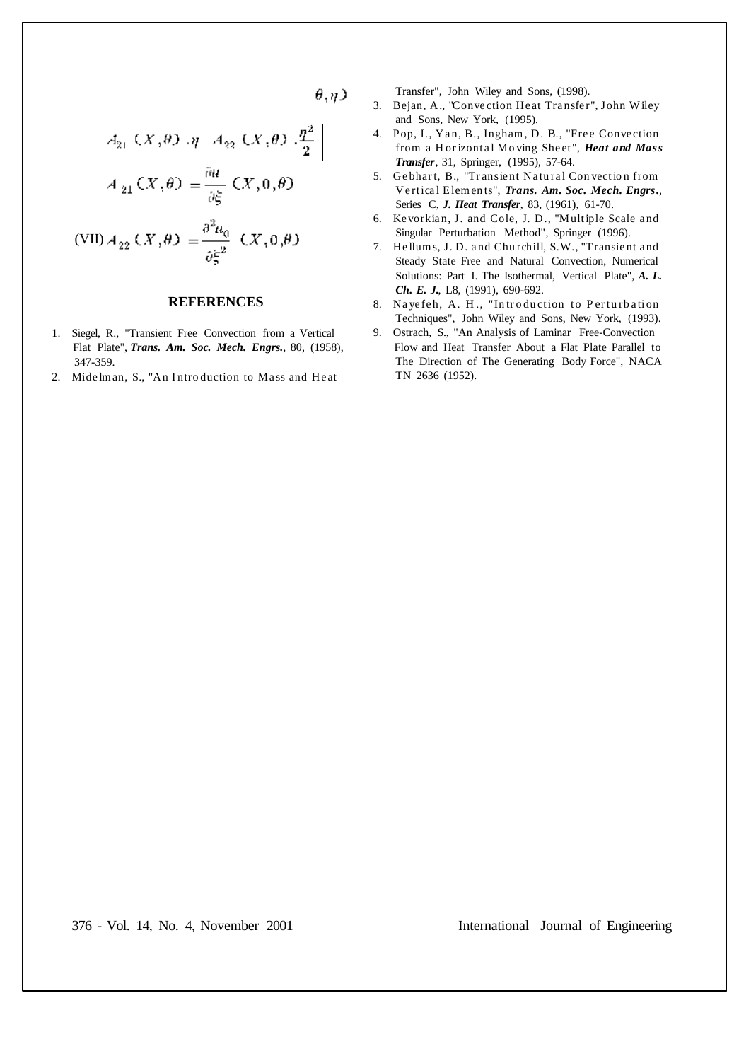$$\theta, \eta)$$

$$A_{21}(X,\theta).\eta \quad A_{22}(X,\theta).\frac{\eta^2}{2}\Bigg]$$

$$A_{21}(X,\theta) = \frac{\partial u}{\partial \xi}(X,0,\theta)$$

$$\text{(VII)}\ A_{22}(X,\theta) = \frac{\partial^2 u_0}{\partial \xi^2}(X,0,\theta)$$

## REFERENCES

1. Siegel, R., "Transient Free Convection from a Vertical Flat Plate", ***Trans. Am. Soc. Mech. Engrs.***, 80, (1958), 347-359.
2. Midelman, S., "An Introduction to Mass and Heat Transfer", John Wiley and Sons, (1998).
3. Bejan, A., "Convection Heat Transfer", John Wiley and Sons, New York, (1995).
4. Pop, I., Yan, B., Ingham, D. B., "Free Convection from a Horizontal Moving Sheet", ***Heat and Mass Transfer***, 31, Springer, (1995), 57-64.
5. Gebhart, B., "Transient Natural Convection from Vertical Elements", ***Trans. Am. Soc. Mech. Engrs.***, Series C, ***J. Heat Transfer***, 83, (1961), 61-70.
6. Kevorkian, J. and Cole, J. D., "Multiple Scale and Singular Perturbation Method", Springer (1996).
7. Hellums, J. D. and Churchill, S.W., "Transient and Steady State Free and Natural Convection, Numerical Solutions: Part I. The Isothermal, Vertical Plate", ***A. L. Ch. E. J.***, L8, (1991), 690-692.
8. Nayefeh, A. H., "Introduction to Perturbation Techniques", John Wiley and Sons, New York, (1993).
9. Ostrach, S., "An Analysis of Laminar Free-Convection Flow and Heat Transfer About a Flat Plate Parallel to The Direction of The Generating Body Force", NACA TN 2636 (1952).